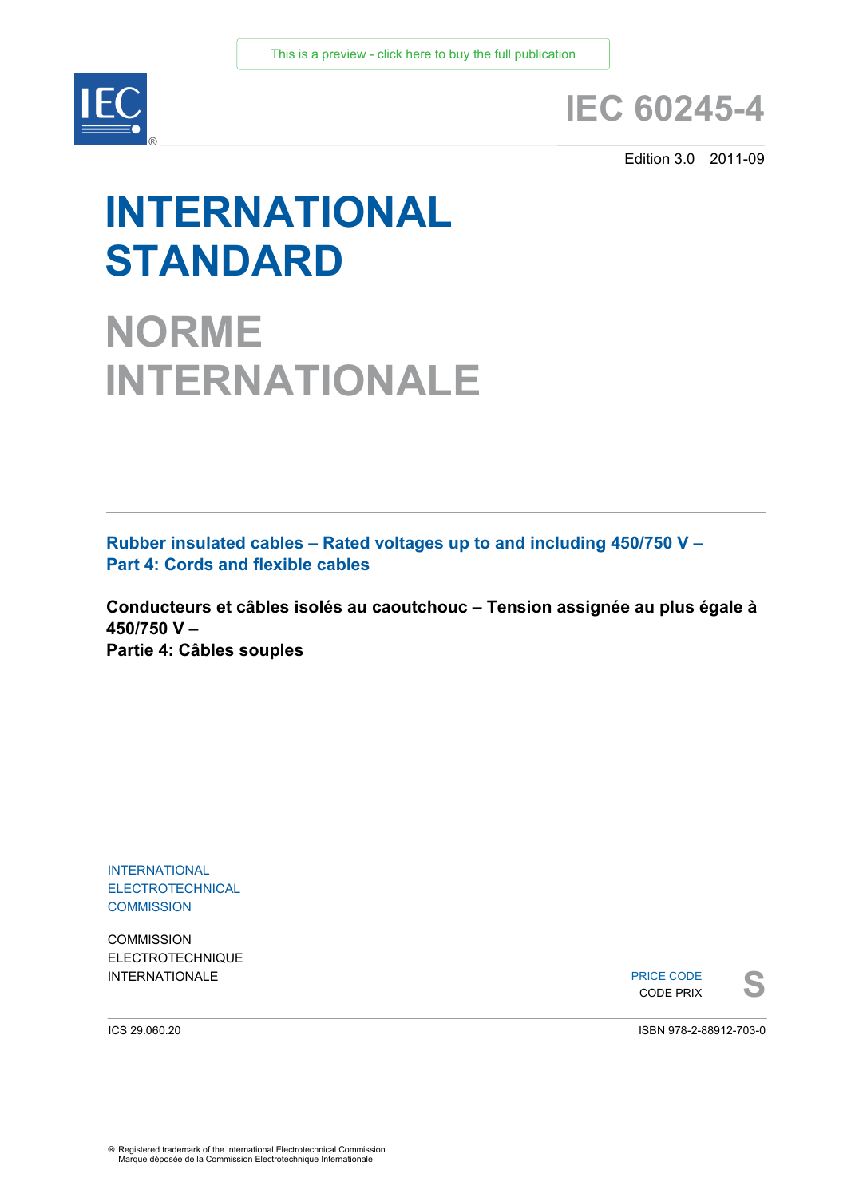This is a preview - click here to buy the full publication

IEC®

# IEC 60245-4

Edition 3.0 2011-09

# INTERNATIONAL STANDARD

# NORME INTERNATIONALE

**Rubber insulated cables – Rated voltages up to and including 450/750 V –**
**Part 4: Cords and flexible cables**

**Conducteurs et câbles isolés au caoutchouc – Tension assignée au plus égale à 450/750 V –**
**Partie 4: Câbles souples**

INTERNATIONAL
ELECTROTECHNICAL
COMMISSION

COMMISSION
ELECTROTECHNIQUE
INTERNATIONALE

PRICE CODE
CODE PRIX **S**

ICS 29.060.20

ISBN 978-2-88912-703-0

® Registered trademark of the International Electrotechnical Commission
Marque déposée de la Commission Electrotechnique Internationale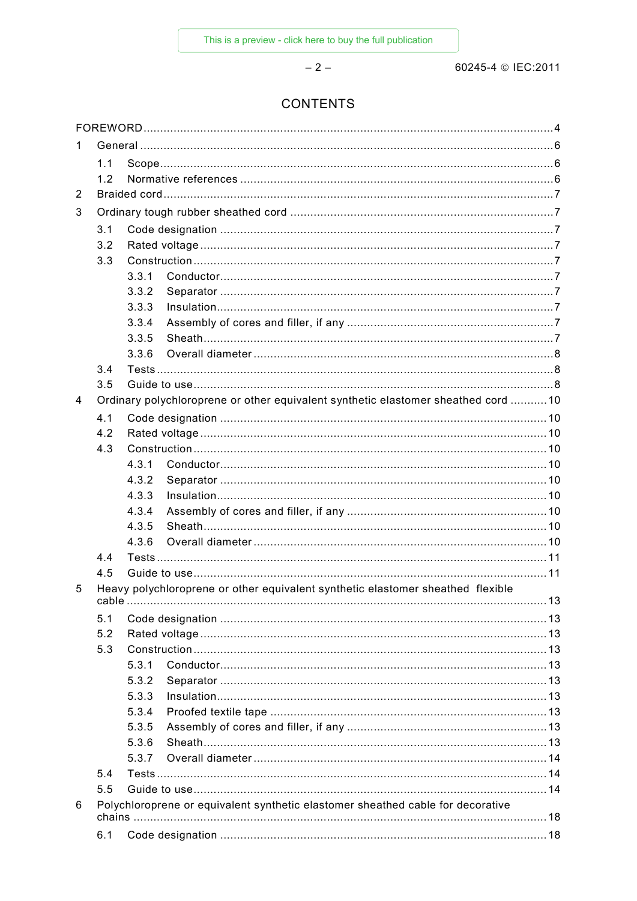# CONTENTS

FOREWORD .......................................................................................................................... 4

1 General ........................................................................................................................... 6

  1.1 Scope ....................................................................................................................... 6

  1.2 Normative references ............................................................................................... 6

2 Braided cord ..................................................................................................................... 7

3 Ordinary tough rubber sheathed cord ................................................................................ 7

  3.1 Code designation ..................................................................................................... 7

  3.2 Rated voltage ........................................................................................................... 7

  3.3 Construction ............................................................................................................. 7

    3.3.1 Conductor ..................................................................................................... 7

    3.3.2 Separator ..................................................................................................... 7

    3.3.3 Insulation ...................................................................................................... 7

    3.3.4 Assembly of cores and filler, if any ............................................................... 7

    3.3.5 Sheath .......................................................................................................... 7

    3.3.6 Overall diameter ........................................................................................... 8

  3.4 Tests ........................................................................................................................ 8

  3.5 Guide to use ............................................................................................................. 8

4 Ordinary polychloroprene or other equivalent synthetic elastomer sheathed cord ........... 10

  4.1 Code designation ................................................................................................... 10

  4.2 Rated voltage ......................................................................................................... 10

  4.3 Construction ........................................................................................................... 10

    4.3.1 Conductor ................................................................................................... 10

    4.3.2 Separator ................................................................................................... 10

    4.3.3 Insulation .................................................................................................... 10

    4.3.4 Assembly of cores and filler, if any ............................................................. 10

    4.3.5 Sheath ........................................................................................................ 10

    4.3.6 Overall diameter ......................................................................................... 10

  4.4 Tests ...................................................................................................................... 11

  4.5 Guide to use ........................................................................................................... 11

5 Heavy polychloroprene or other equivalent synthetic elastomer sheathed flexible cable ............................................................................................................................... 13

  5.1 Code designation ................................................................................................... 13

  5.2 Rated voltage ......................................................................................................... 13

  5.3 Construction ........................................................................................................... 13

    5.3.1 Conductor ................................................................................................... 13

    5.3.2 Separator ................................................................................................... 13

    5.3.3 Insulation .................................................................................................... 13

    5.3.4 Proofed textile tape ..................................................................................... 13

    5.3.5 Assembly of cores and filler, if any ............................................................. 13

    5.3.6 Sheath ........................................................................................................ 13

    5.3.7 Overall diameter ......................................................................................... 14

  5.4 Tests ...................................................................................................................... 14

  5.5 Guide to use ........................................................................................................... 14

6 Polychloroprene or equivalent synthetic elastomer sheathed cable for decorative chains ............................................................................................................................. 18

  6.1 Code designation ................................................................................................... 18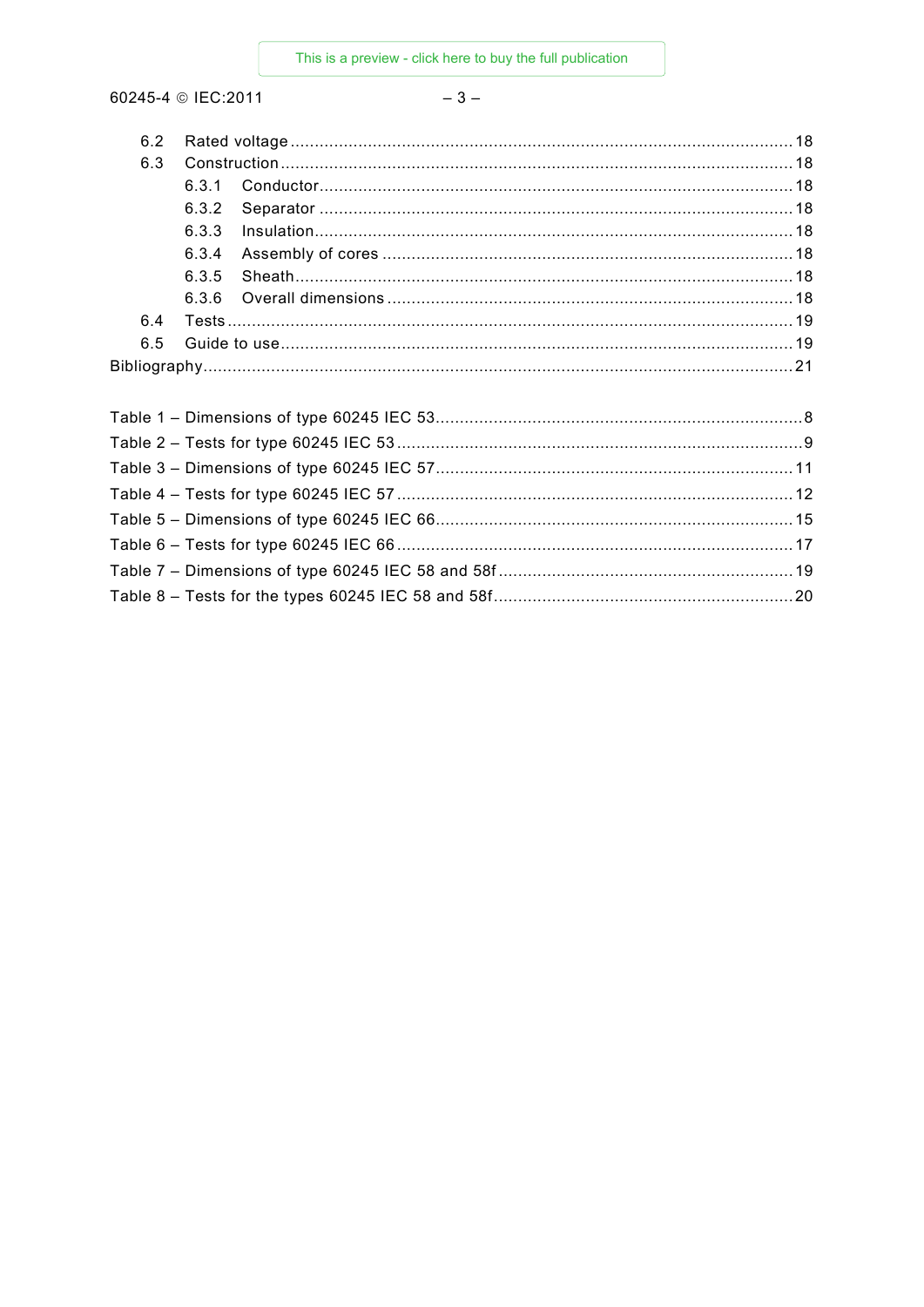6.2 Rated voltage ........................................................................................................ 18

6.3 Construction ......................................................................................................... 18

6.3.1 Conductor ................................................................................................. 18

6.3.2 Separator ................................................................................................. 18

6.3.3 Insulation .................................................................................................. 18

6.3.4 Assembly of cores ..................................................................................... 18

6.3.5 Sheath ....................................................................................................... 18

6.3.6 Overall dimensions .................................................................................... 18

6.4 Tests .................................................................................................................... 19

6.5 Guide to use ......................................................................................................... 19

Bibliography ......................................................................................................................... 21

Table 1 – Dimensions of type 60245 IEC 53 ........................................................................... 8

Table 2 – Tests for type 60245 IEC 53 .................................................................................... 9

Table 3 – Dimensions of type 60245 IEC 57 .......................................................................... 11

Table 4 – Tests for type 60245 IEC 57 .................................................................................. 12

Table 5 – Dimensions of type 60245 IEC 66 .......................................................................... 15

Table 6 – Tests for type 60245 IEC 66 .................................................................................. 17

Table 7 – Dimensions of type 60245 IEC 58 and 58f ............................................................. 19

Table 8 – Tests for the types 60245 IEC 58 and 58f .............................................................. 20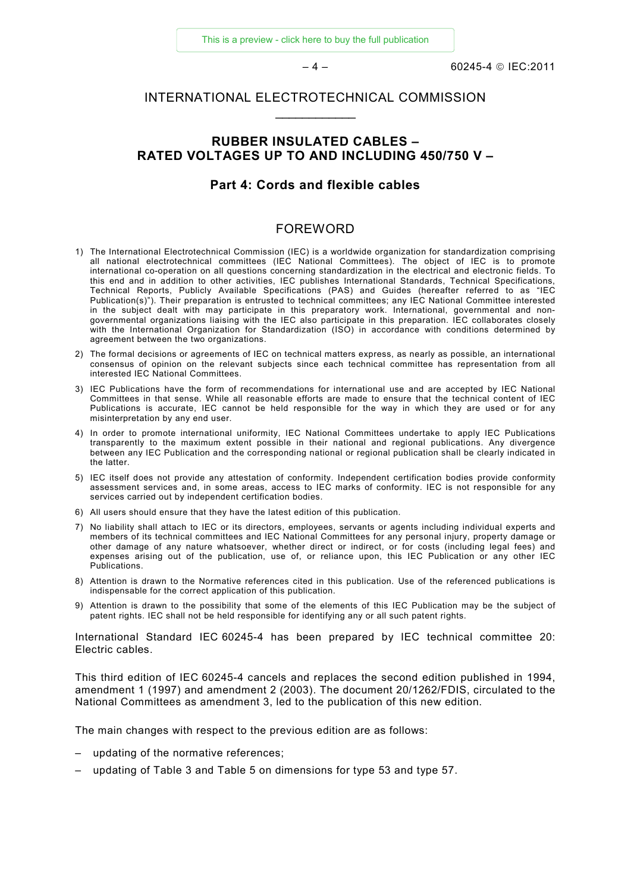# INTERNATIONAL ELECTROTECHNICAL COMMISSION

___________

## RUBBER INSULATED CABLES – RATED VOLTAGES UP TO AND INCLUDING 450/750 V –

### Part 4: Cords and flexible cables

## FOREWORD

1) The International Electrotechnical Commission (IEC) is a worldwide organization for standardization comprising all national electrotechnical committees (IEC National Committees). The object of IEC is to promote international co-operation on all questions concerning standardization in the electrical and electronic fields. To this end and in addition to other activities, IEC publishes International Standards, Technical Specifications, Technical Reports, Publicly Available Specifications (PAS) and Guides (hereafter referred to as "IEC Publication(s)"). Their preparation is entrusted to technical committees; any IEC National Committee interested in the subject dealt with may participate in this preparatory work. International, governmental and non-governmental organizations liaising with the IEC also participate in this preparation. IEC collaborates closely with the International Organization for Standardization (ISO) in accordance with conditions determined by agreement between the two organizations.

2) The formal decisions or agreements of IEC on technical matters express, as nearly as possible, an international consensus of opinion on the relevant subjects since each technical committee has representation from all interested IEC National Committees.

3) IEC Publications have the form of recommendations for international use and are accepted by IEC National Committees in that sense. While all reasonable efforts are made to ensure that the technical content of IEC Publications is accurate, IEC cannot be held responsible for the way in which they are used or for any misinterpretation by any end user.

4) In order to promote international uniformity, IEC National Committees undertake to apply IEC Publications transparently to the maximum extent possible in their national and regional publications. Any divergence between any IEC Publication and the corresponding national or regional publication shall be clearly indicated in the latter.

5) IEC itself does not provide any attestation of conformity. Independent certification bodies provide conformity assessment services and, in some areas, access to IEC marks of conformity. IEC is not responsible for any services carried out by independent certification bodies.

6) All users should ensure that they have the latest edition of this publication.

7) No liability shall attach to IEC or its directors, employees, servants or agents including individual experts and members of its technical committees and IEC National Committees for any personal injury, property damage or other damage of any nature whatsoever, whether direct or indirect, or for costs (including legal fees) and expenses arising out of the publication, use of, or reliance upon, this IEC Publication or any other IEC Publications.

8) Attention is drawn to the Normative references cited in this publication. Use of the referenced publications is indispensable for the correct application of this publication.

9) Attention is drawn to the possibility that some of the elements of this IEC Publication may be the subject of patent rights. IEC shall not be held responsible for identifying any or all such patent rights.

International Standard IEC 60245-4 has been prepared by IEC technical committee 20: Electric cables.

This third edition of IEC 60245-4 cancels and replaces the second edition published in 1994, amendment 1 (1997) and amendment 2 (2003). The document 20/1262/FDIS, circulated to the National Committees as amendment 3, led to the publication of this new edition.

The main changes with respect to the previous edition are as follows:

– updating of the normative references;

– updating of Table 3 and Table 5 on dimensions for type 53 and type 57.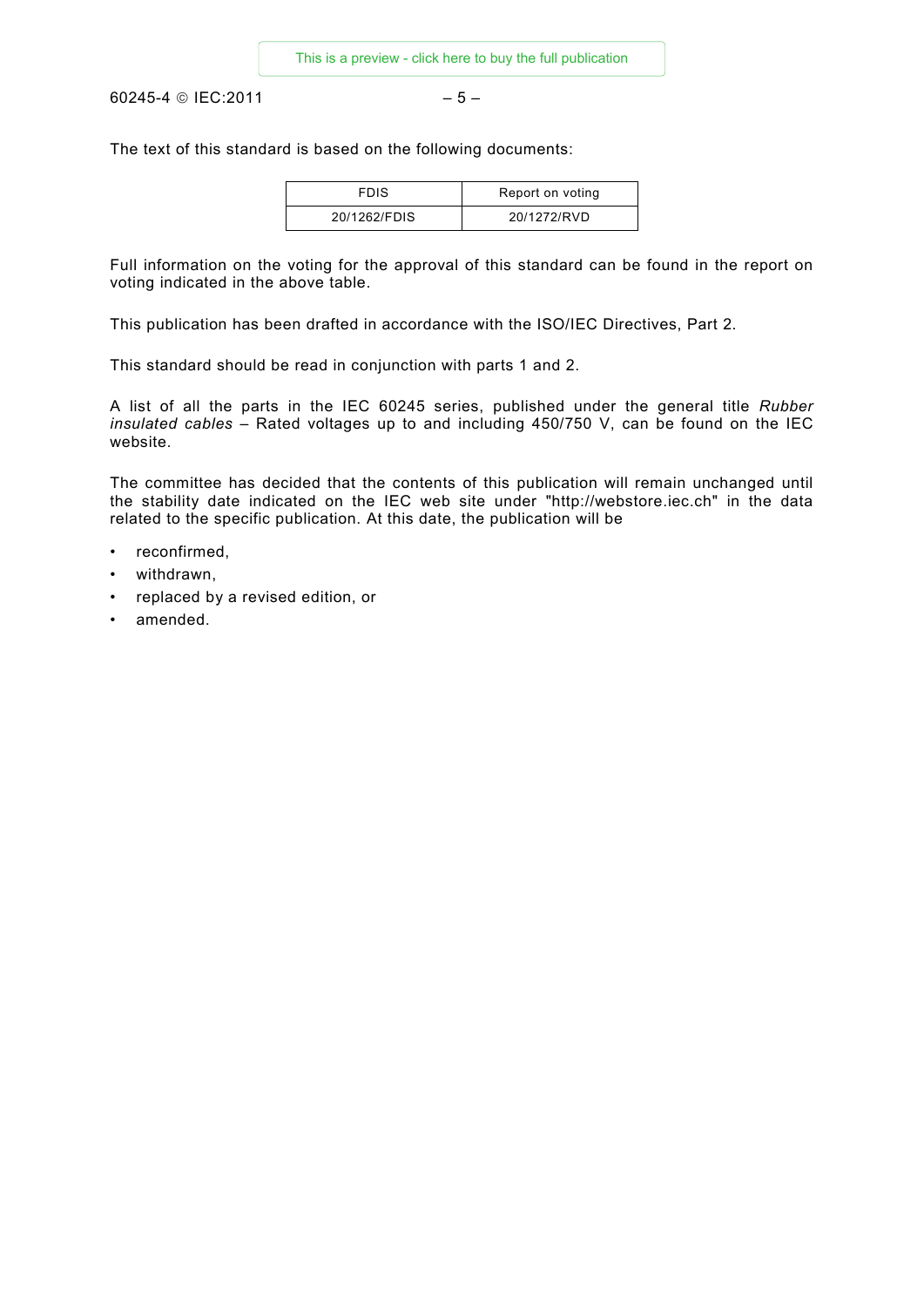The text of this standard is based on the following documents:

| FDIS | Report on voting |
|---|---|
| 20/1262/FDIS | 20/1272/RVD |

Full information on the voting for the approval of this standard can be found in the report on voting indicated in the above table.

This publication has been drafted in accordance with the ISO/IEC Directives, Part 2.

This standard should be read in conjunction with parts 1 and 2.

A list of all the parts in the IEC 60245 series, published under the general title *Rubber insulated cables* – Rated voltages up to and including 450/750 V, can be found on the IEC website.

The committee has decided that the contents of this publication will remain unchanged until the stability date indicated on the IEC web site under "http://webstore.iec.ch" in the data related to the specific publication. At this date, the publication will be

- reconfirmed,
- withdrawn,
- replaced by a revised edition, or
- amended.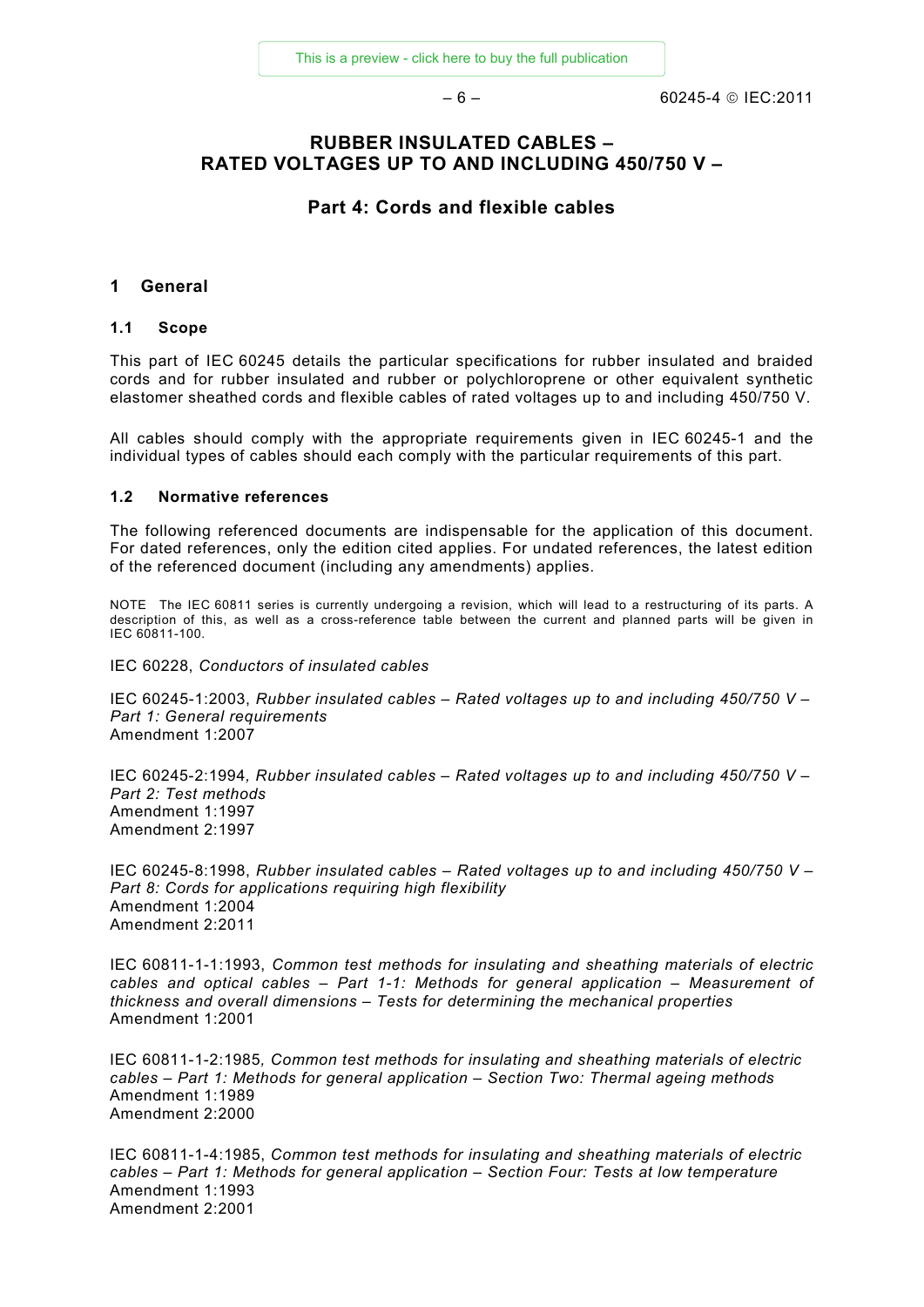# RUBBER INSULATED CABLES – RATED VOLTAGES UP TO AND INCLUDING 450/750 V –

## Part 4: Cords and flexible cables

## 1 General

### 1.1 Scope

This part of IEC 60245 details the particular specifications for rubber insulated and braided cords and for rubber insulated and rubber or polychloroprene or other equivalent synthetic elastomer sheathed cords and flexible cables of rated voltages up to and including 450/750 V.

All cables should comply with the appropriate requirements given in IEC 60245-1 and the individual types of cables should each comply with the particular requirements of this part.

### 1.2 Normative references

The following referenced documents are indispensable for the application of this document. For dated references, only the edition cited applies. For undated references, the latest edition of the referenced document (including any amendments) applies.

NOTE The IEC 60811 series is currently undergoing a revision, which will lead to a restructuring of its parts. A description of this, as well as a cross-reference table between the current and planned parts will be given in IEC 60811-100.

IEC 60228, *Conductors of insulated cables*

IEC 60245-1:2003, *Rubber insulated cables – Rated voltages up to and including 450/750 V – Part 1: General requirements*
Amendment 1:2007

IEC 60245-2:1994, *Rubber insulated cables – Rated voltages up to and including 450/750 V – Part 2: Test methods*
Amendment 1:1997
Amendment 2:1997

IEC 60245-8:1998, *Rubber insulated cables – Rated voltages up to and including 450/750 V – Part 8: Cords for applications requiring high flexibility*
Amendment 1:2004
Amendment 2:2011

IEC 60811-1-1:1993, *Common test methods for insulating and sheathing materials of electric cables and optical cables – Part 1-1: Methods for general application – Measurement of thickness and overall dimensions – Tests for determining the mechanical properties*
Amendment 1:2001

IEC 60811-1-2:1985, *Common test methods for insulating and sheathing materials of electric cables – Part 1: Methods for general application – Section Two: Thermal ageing methods*
Amendment 1:1989
Amendment 2:2000

IEC 60811-1-4:1985, *Common test methods for insulating and sheathing materials of electric cables – Part 1: Methods for general application – Section Four: Tests at low temperature*
Amendment 1:1993
Amendment 2:2001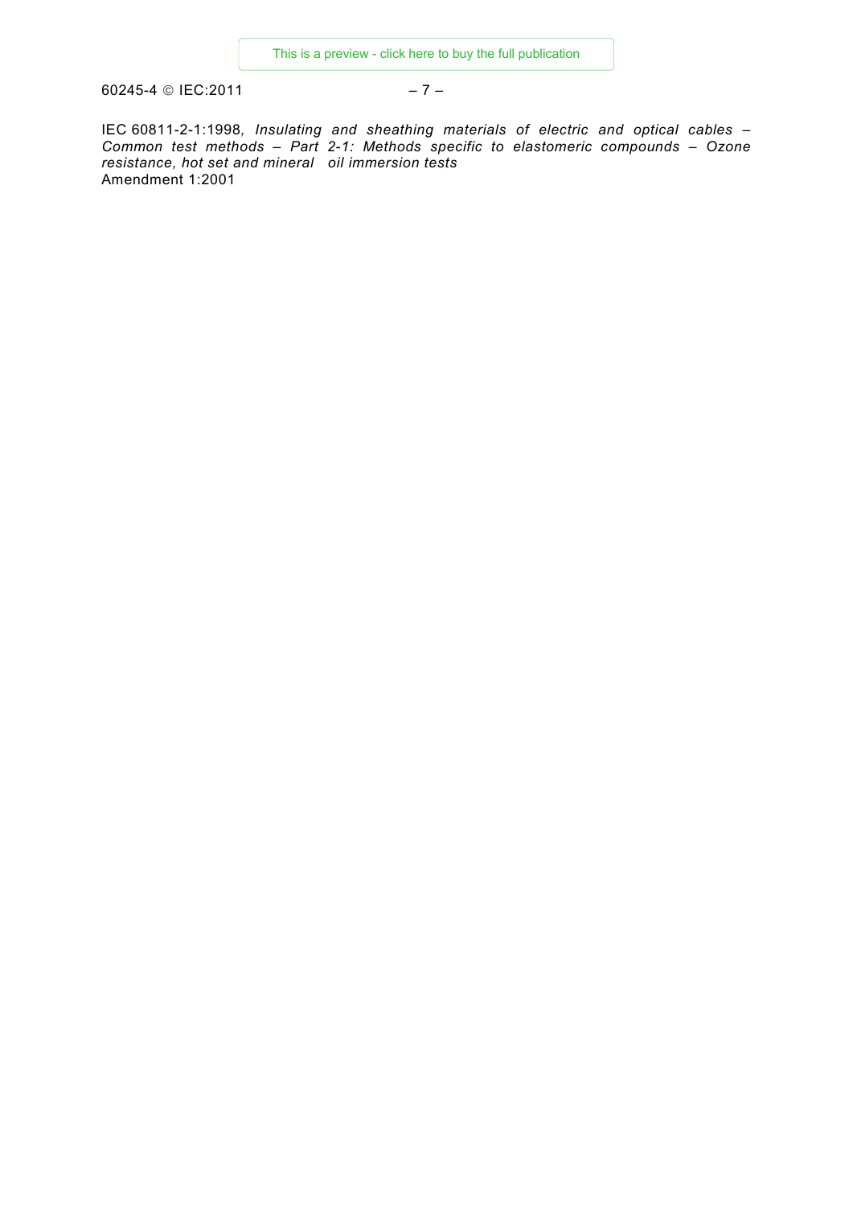IEC 60811-2-1:1998, *Insulating and sheathing materials of electric and optical cables – Common test methods – Part 2-1: Methods specific to elastomeric compounds – Ozone resistance, hot set and mineral oil immersion tests*
Amendment 1:2001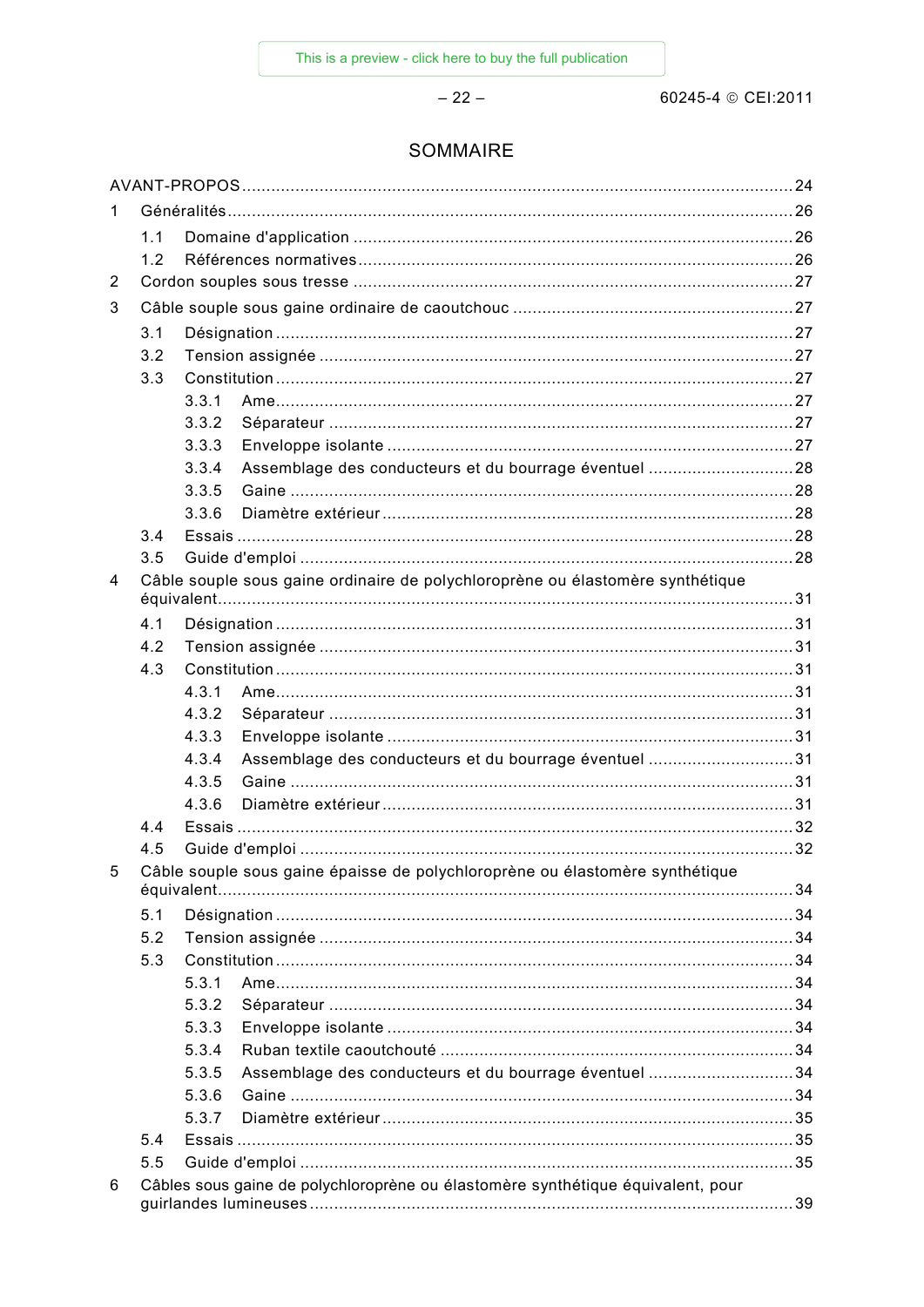# SOMMAIRE

AVANT-PROPOS ........................................................................................................ 24

1 Généralités ........................................................................................................ 26

  1.1 Domaine d'application ........................................................................................ 26

  1.2 Références normatives ........................................................................................ 26

2 Cordon souples sous tresse ........................................................................................ 27

3 Câble souple sous gaine ordinaire de caoutchouc ........................................................................................ 27

  3.1 Désignation ........................................................................................ 27

  3.2 Tension assignée ........................................................................................ 27

  3.3 Constitution ........................................................................................ 27

    3.3.1 Ame ........................................................................................ 27

    3.3.2 Séparateur ........................................................................................ 27

    3.3.3 Enveloppe isolante ........................................................................................ 27

    3.3.4 Assemblage des conducteurs et du bourrage éventuel ........................................................................................ 28

    3.3.5 Gaine ........................................................................................ 28

    3.3.6 Diamètre extérieur ........................................................................................ 28

  3.4 Essais ........................................................................................ 28

  3.5 Guide d'emploi ........................................................................................ 28

4 Câble souple sous gaine ordinaire de polychloroprène ou élastomère synthétique équivalent ........................................................................................ 31

  4.1 Désignation ........................................................................................ 31

  4.2 Tension assignée ........................................................................................ 31

  4.3 Constitution ........................................................................................ 31

    4.3.1 Ame ........................................................................................ 31

    4.3.2 Séparateur ........................................................................................ 31

    4.3.3 Enveloppe isolante ........................................................................................ 31

    4.3.4 Assemblage des conducteurs et du bourrage éventuel ........................................................................................ 31

    4.3.5 Gaine ........................................................................................ 31

    4.3.6 Diamètre extérieur ........................................................................................ 31

  4.4 Essais ........................................................................................ 32

  4.5 Guide d'emploi ........................................................................................ 32

5 Câble souple sous gaine épaisse de polychloroprène ou élastomère synthétique équivalent ........................................................................................ 34

  5.1 Désignation ........................................................................................ 34

  5.2 Tension assignée ........................................................................................ 34

  5.3 Constitution ........................................................................................ 34

    5.3.1 Ame ........................................................................................ 34

    5.3.2 Séparateur ........................................................................................ 34

    5.3.3 Enveloppe isolante ........................................................................................ 34

    5.3.4 Ruban textile caoutchouté ........................................................................................ 34

    5.3.5 Assemblage des conducteurs et du bourrage éventuel ........................................................................................ 34

    5.3.6 Gaine ........................................................................................ 34

    5.3.7 Diamètre extérieur ........................................................................................ 35

  5.4 Essais ........................................................................................ 35

  5.5 Guide d'emploi ........................................................................................ 35

6 Câbles sous gaine de polychloroprène ou élastomère synthétique équivalent, pour guirlandes lumineuses ........................................................................................ 39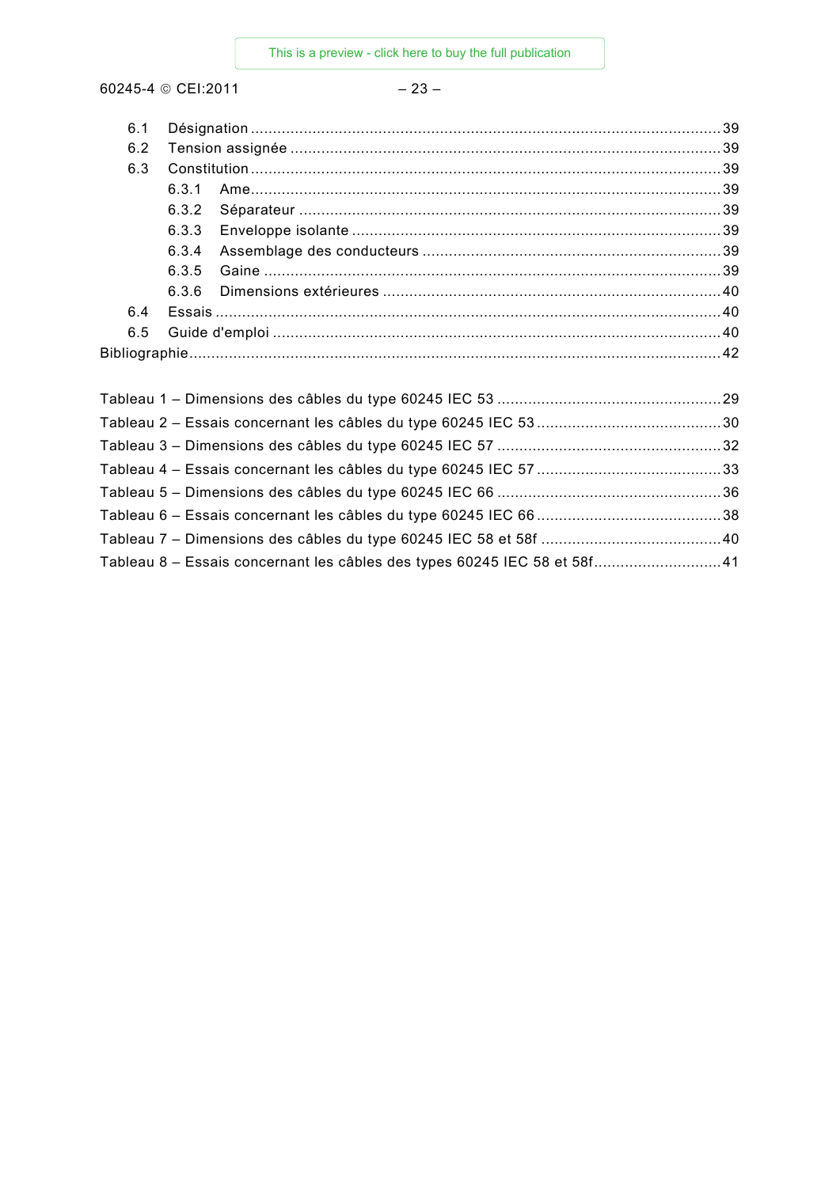6.1 Désignation ........................................................................................................... 39

6.2 Tension assignée ................................................................................................. 39

6.3 Constitution .......................................................................................................... 39

6.3.1 Ame .............................................................................................................. 39

6.3.2 Séparateur ................................................................................................... 39

6.3.3 Enveloppe isolante ....................................................................................... 39

6.3.4 Assemblage des conducteurs ...................................................................... 39

6.3.5 Gaine ............................................................................................................ 39

6.3.6 Dimensions extérieures ................................................................................ 40

6.4 Essais .................................................................................................................. 40

6.5 Guide d'emploi ..................................................................................................... 40

Bibliographie ................................................................................................................. 42

Tableau 1 – Dimensions des câbles du type 60245 IEC 53 ............................................ 29

Tableau 2 – Essais concernant les câbles du type 60245 IEC 53 ................................... 30

Tableau 3 – Dimensions des câbles du type 60245 IEC 57 ............................................ 32

Tableau 4 – Essais concernant les câbles du type 60245 IEC 57 ................................... 33

Tableau 5 – Dimensions des câbles du type 60245 IEC 66 ............................................ 36

Tableau 6 – Essais concernant les câbles du type 60245 IEC 66 ................................... 38

Tableau 7 – Dimensions des câbles du type 60245 IEC 58 et 58f .................................. 40

Tableau 8 – Essais concernant les câbles des types 60245 IEC 58 et 58f ...................... 41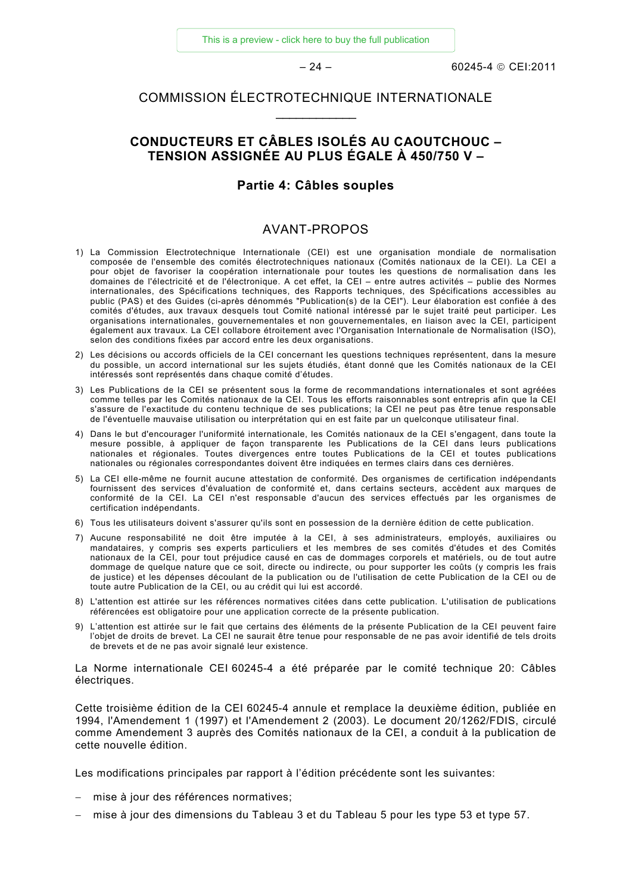# COMMISSION ÉLECTROTECHNIQUE INTERNATIONALE

## CONDUCTEURS ET CÂBLES ISOLÉS AU CAOUTCHOUC – TENSION ASSIGNÉE AU PLUS ÉGALE À 450/750 V –

### Partie 4: Câbles souples

## AVANT-PROPOS

1) La Commission Electrotechnique Internationale (CEI) est une organisation mondiale de normalisation composée de l'ensemble des comités électrotechniques nationaux (Comités nationaux de la CEI). La CEI a pour objet de favoriser la coopération internationale pour toutes les questions de normalisation dans les domaines de l'électricité et de l'électronique. A cet effet, la CEI – entre autres activités – publie des Normes internationales, des Spécifications techniques, des Rapports techniques, des Spécifications accessibles au public (PAS) et des Guides (ci-après dénommés "Publication(s) de la CEI"). Leur élaboration est confiée à des comités d'études, aux travaux desquels tout Comité national intéressé par le sujet traité peut participer. Les organisations internationales, gouvernementales et non gouvernementales, en liaison avec la CEI, participent également aux travaux. La CEI collabore étroitement avec l'Organisation Internationale de Normalisation (ISO), selon des conditions fixées par accord entre les deux organisations.
2) Les décisions ou accords officiels de la CEI concernant les questions techniques représentent, dans la mesure du possible, un accord international sur les sujets étudiés, étant donné que les Comités nationaux de la CEI intéressés sont représentés dans chaque comité d'études.
3) Les Publications de la CEI se présentent sous la forme de recommandations internationales et sont agréées comme telles par les Comités nationaux de la CEI. Tous les efforts raisonnables sont entrepris afin que la CEI s'assure de l'exactitude du contenu technique de ses publications; la CEI ne peut pas être tenue responsable de l'éventuelle mauvaise utilisation ou interprétation qui en est faite par un quelconque utilisateur final.
4) Dans le but d'encourager l'uniformité internationale, les Comités nationaux de la CEI s'engagent, dans toute la mesure possible, à appliquer de façon transparente les Publications de la CEI dans leurs publications nationales et régionales. Toutes divergences entre toutes Publications de la CEI et toutes publications nationales ou régionales correspondantes doivent être indiquées en termes clairs dans ces dernières.
5) La CEI elle-même ne fournit aucune attestation de conformité. Des organismes de certification indépendants fournissent des services d'évaluation de conformité et, dans certains secteurs, accèdent aux marques de conformité de la CEI. La CEI n'est responsable d'aucun des services effectués par les organismes de certification indépendants.
6) Tous les utilisateurs doivent s'assurer qu'ils sont en possession de la dernière édition de cette publication.
7) Aucune responsabilité ne doit être imputée à la CEI, à ses administrateurs, employés, auxiliaires ou mandataires, y compris ses experts particuliers et les membres de ses comités d'études et des Comités nationaux de la CEI, pour tout préjudice causé en cas de dommages corporels et matériels, ou de tout autre dommage de quelque nature que ce soit, directe ou indirecte, ou pour supporter les coûts (y compris les frais de justice) et les dépenses découlant de la publication ou de l'utilisation de cette Publication de la CEI ou de toute autre Publication de la CEI, ou au crédit qui lui est accordé.
8) L'attention est attirée sur les références normatives citées dans cette publication. L'utilisation de publications référencées est obligatoire pour une application correcte de la présente publication.
9) L'attention est attirée sur le fait que certains des éléments de la présente Publication de la CEI peuvent faire l'objet de droits de brevet. La CEI ne saurait être tenue pour responsable de ne pas avoir identifié de tels droits de brevets et de ne pas avoir signalé leur existence.

La Norme internationale CEI 60245-4 a été préparée par le comité technique 20: Câbles électriques.

Cette troisième édition de la CEI 60245-4 annule et remplace la deuxième édition, publiée en 1994, l'Amendement 1 (1997) et l'Amendement 2 (2003). Le document 20/1262/FDIS, circulé comme Amendement 3 auprès des Comités nationaux de la CEI, a conduit à la publication de cette nouvelle édition.

Les modifications principales par rapport à l'édition précédente sont les suivantes:

- mise à jour des références normatives;
- mise à jour des dimensions du Tableau 3 et du Tableau 5 pour les type 53 et type 57.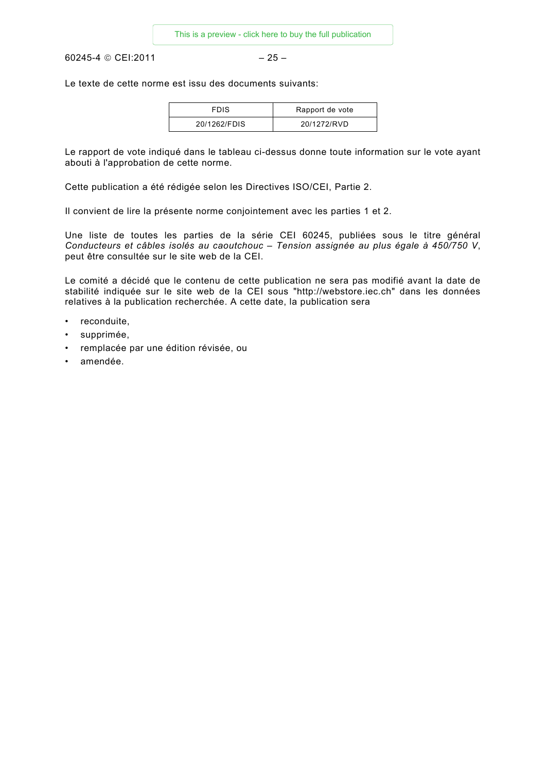Le texte de cette norme est issu des documents suivants:

| FDIS | Rapport de vote |
|---|---|
| 20/1262/FDIS | 20/1272/RVD |

Le rapport de vote indiqué dans le tableau ci-dessus donne toute information sur le vote ayant abouti à l'approbation de cette norme.

Cette publication a été rédigée selon les Directives ISO/CEI, Partie 2.

Il convient de lire la présente norme conjointement avec les parties 1 et 2.

Une liste de toutes les parties de la série CEI 60245, publiées sous le titre général *Conducteurs et câbles isolés au caoutchouc – Tension assignée au plus égale à 450/750 V*, peut être consultée sur le site web de la CEI.

Le comité a décidé que le contenu de cette publication ne sera pas modifié avant la date de stabilité indiquée sur le site web de la CEI sous "http://webstore.iec.ch" dans les données relatives à la publication recherchée. A cette date, la publication sera

- reconduite,
- supprimée,
- remplacée par une édition révisée, ou
- amendée.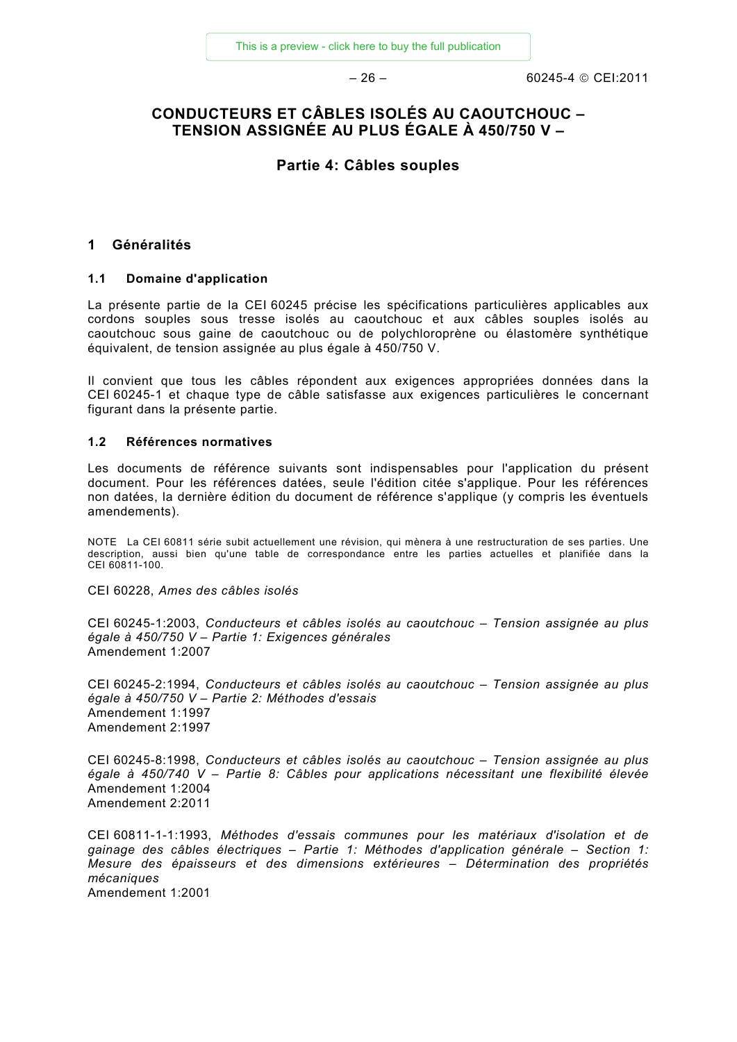# CONDUCTEURS ET CÂBLES ISOLÉS AU CAOUTCHOUC – TENSION ASSIGNÉE AU PLUS ÉGALE À 450/750 V –

## Partie 4: Câbles souples

### 1 Généralités

#### 1.1 Domaine d'application

La présente partie de la CEI 60245 précise les spécifications particulières applicables aux cordons souples sous tresse isolés au caoutchouc et aux câbles souples isolés au caoutchouc sous gaine de caoutchouc ou de polychloroprène ou élastomère synthétique équivalent, de tension assignée au plus égale à 450/750 V.

Il convient que tous les câbles répondent aux exigences appropriées données dans la CEI 60245-1 et chaque type de câble satisfasse aux exigences particulières le concernant figurant dans la présente partie.

#### 1.2 Références normatives

Les documents de référence suivants sont indispensables pour l'application du présent document. Pour les références datées, seule l'édition citée s'applique. Pour les références non datées, la dernière édition du document de référence s'applique (y compris les éventuels amendements).

NOTE La CEI 60811 série subit actuellement une révision, qui mènera à une restructuration de ses parties. Une description, aussi bien qu'une table de correspondance entre les parties actuelles et planifiée dans la CEI 60811-100.

CEI 60228, *Ames des câbles isolés*

CEI 60245-1:2003, *Conducteurs et câbles isolés au caoutchouc – Tension assignée au plus égale à 450/750 V – Partie 1: Exigences générales*
Amendement 1:2007

CEI 60245-2:1994, *Conducteurs et câbles isolés au caoutchouc – Tension assignée au plus égale à 450/750 V – Partie 2: Méthodes d'essais*
Amendement 1:1997
Amendement 2:1997

CEI 60245-8:1998, *Conducteurs et câbles isolés au caoutchouc – Tension assignée au plus égale à 450/740 V – Partie 8: Câbles pour applications nécessitant une flexibilité élevée*
Amendement 1:2004
Amendement 2:2011

CEI 60811-1-1:1993, *Méthodes d'essais communes pour les matériaux d'isolation et de gainage des câbles électriques – Partie 1: Méthodes d'application générale – Section 1: Mesure des épaisseurs et des dimensions extérieures – Détermination des propriétés mécaniques*
Amendement 1:2001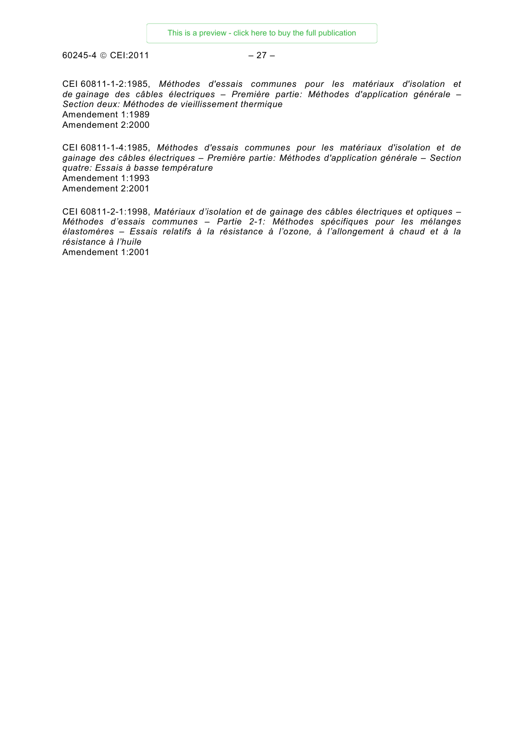CEI 60811-1-2:1985, *Méthodes d'essais communes pour les matériaux d'isolation et de gainage des câbles électriques – Première partie: Méthodes d'application générale – Section deux: Méthodes de vieillissement thermique*
Amendement 1:1989
Amendement 2:2000

CEI 60811-1-4:1985, *Méthodes d'essais communes pour les matériaux d'isolation et de gainage des câbles électriques – Première partie: Méthodes d'application générale – Section quatre: Essais à basse température*
Amendement 1:1993
Amendement 2:2001

CEI 60811-2-1:1998, *Matériaux d'isolation et de gainage des câbles électriques et optiques – Méthodes d'essais communes – Partie 2-1: Méthodes spécifiques pour les mélanges élastomères – Essais relatifs à la résistance à l'ozone, à l'allongement à chaud et à la résistance à l'huile*
Amendement 1:2001